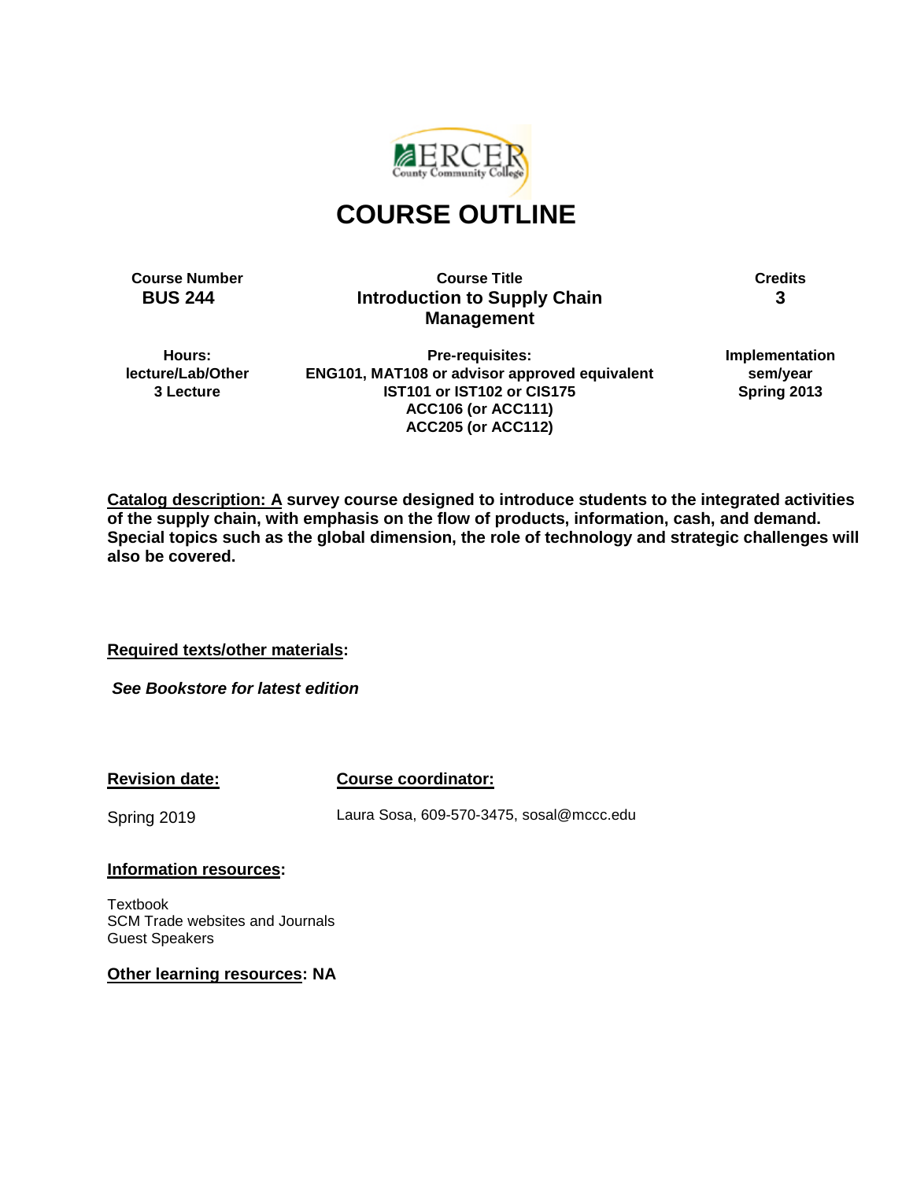# COURSE OUTLINE

| Course Number | Course Title | Credits |
|---|---|---|
| **BUS 244** | **Introduction to Supply Chain Management** | **3** |
| **Hours: lecture/Lab/Other** | **Pre-requisites:** | **Implementation sem/year** |
| **3 Lecture** | **ENG101, MAT108 or advisor approved equivalent IST101 or IST102 or CIS175 ACC106 (or ACC111) ACC205 (or ACC112)** | **Spring 2013** |

**Catalog description: A survey course designed to introduce students to the integrated activities of the supply chain, with emphasis on the flow of products, information, cash, and demand. Special topics such as the global dimension, the role of technology and strategic challenges will also be covered.**

**Required texts/other materials:**

***See Bookstore for latest edition***

**Revision date:**

Spring 2019

**Course coordinator:**

Laura Sosa, 609-570-3475, sosal@mccc.edu

**Information resources:**

Textbook
SCM Trade websites and Journals
Guest Speakers

**Other learning resources: NA**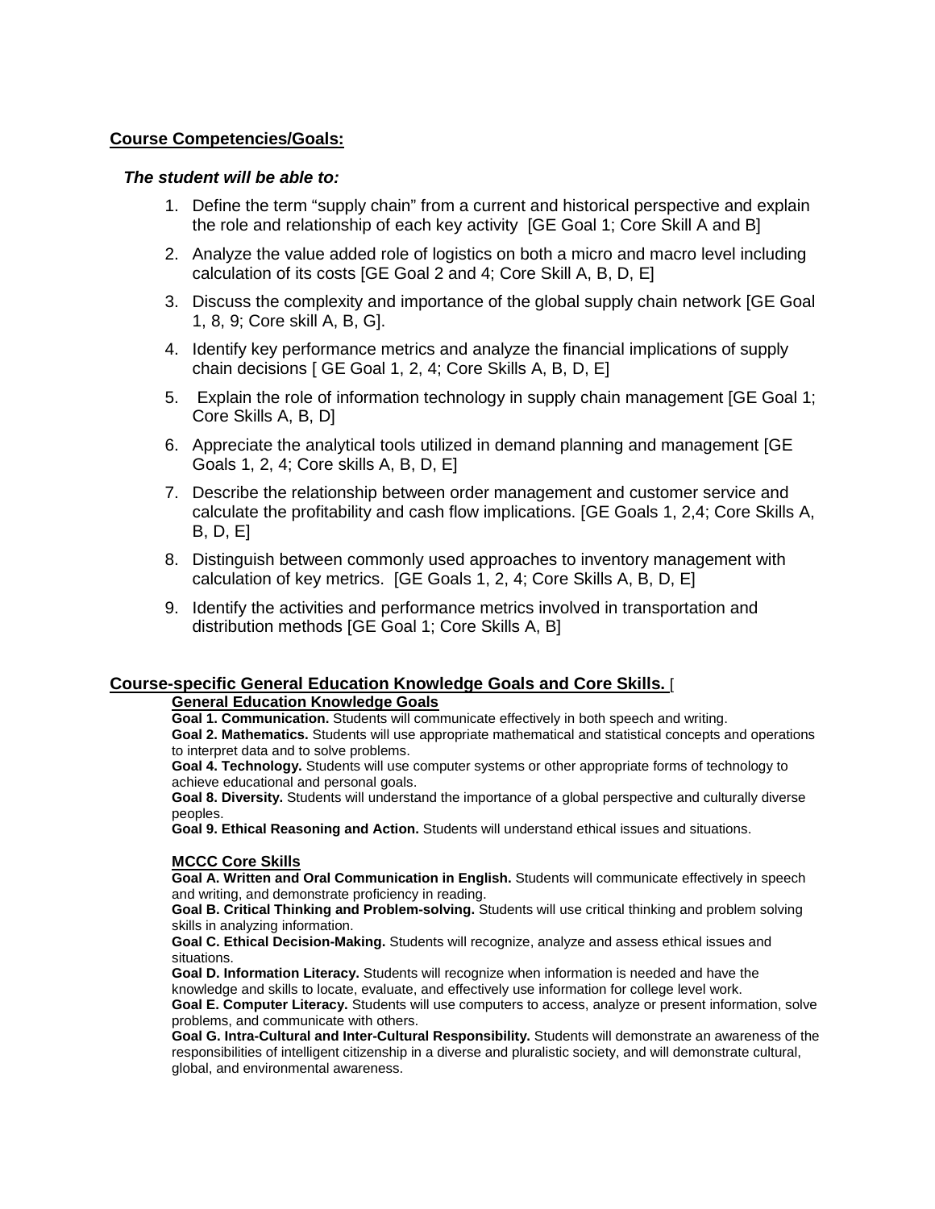**Course Competencies/Goals:**

***The student will be able to:***

1. Define the term “supply chain” from a current and historical perspective and explain the role and relationship of each key activity [GE Goal 1; Core Skill A and B]
2. Analyze the value added role of logistics on both a micro and macro level including calculation of its costs [GE Goal 2 and 4; Core Skill A, B, D, E]
3. Discuss the complexity and importance of the global supply chain network [GE Goal 1, 8, 9; Core skill A, B, G].
4. Identify key performance metrics and analyze the financial implications of supply chain decisions [ GE Goal 1, 2, 4; Core Skills A, B, D, E]
5. Explain the role of information technology in supply chain management [GE Goal 1; Core Skills A, B, D]
6. Appreciate the analytical tools utilized in demand planning and management [GE Goals 1, 2, 4; Core skills A, B, D, E]
7. Describe the relationship between order management and customer service and calculate the profitability and cash flow implications. [GE Goals 1, 2,4; Core Skills A, B, D, E]
8. Distinguish between commonly used approaches to inventory management with calculation of key metrics. [GE Goals 1, 2, 4; Core Skills A, B, D, E]
9. Identify the activities and performance metrics involved in transportation and distribution methods [GE Goal 1; Core Skills A, B]

**Course-specific General Education Knowledge Goals and Core Skills.** [

**General Education Knowledge Goals**

**Goal 1. Communication.** Students will communicate effectively in both speech and writing.
**Goal 2. Mathematics.** Students will use appropriate mathematical and statistical concepts and operations to interpret data and to solve problems.
**Goal 4. Technology.** Students will use computer systems or other appropriate forms of technology to achieve educational and personal goals.
**Goal 8. Diversity.** Students will understand the importance of a global perspective and culturally diverse peoples.
**Goal 9. Ethical Reasoning and Action.** Students will understand ethical issues and situations.

**MCCC Core Skills**

**Goal A. Written and Oral Communication in English.** Students will communicate effectively in speech and writing, and demonstrate proficiency in reading.
**Goal B. Critical Thinking and Problem-solving.** Students will use critical thinking and problem solving skills in analyzing information.
**Goal C. Ethical Decision-Making.** Students will recognize, analyze and assess ethical issues and situations.
**Goal D. Information Literacy.** Students will recognize when information is needed and have the knowledge and skills to locate, evaluate, and effectively use information for college level work.
**Goal E. Computer Literacy.** Students will use computers to access, analyze or present information, solve problems, and communicate with others.
**Goal G. Intra-Cultural and Inter-Cultural Responsibility.** Students will demonstrate an awareness of the responsibilities of intelligent citizenship in a diverse and pluralistic society, and will demonstrate cultural, global, and environmental awareness.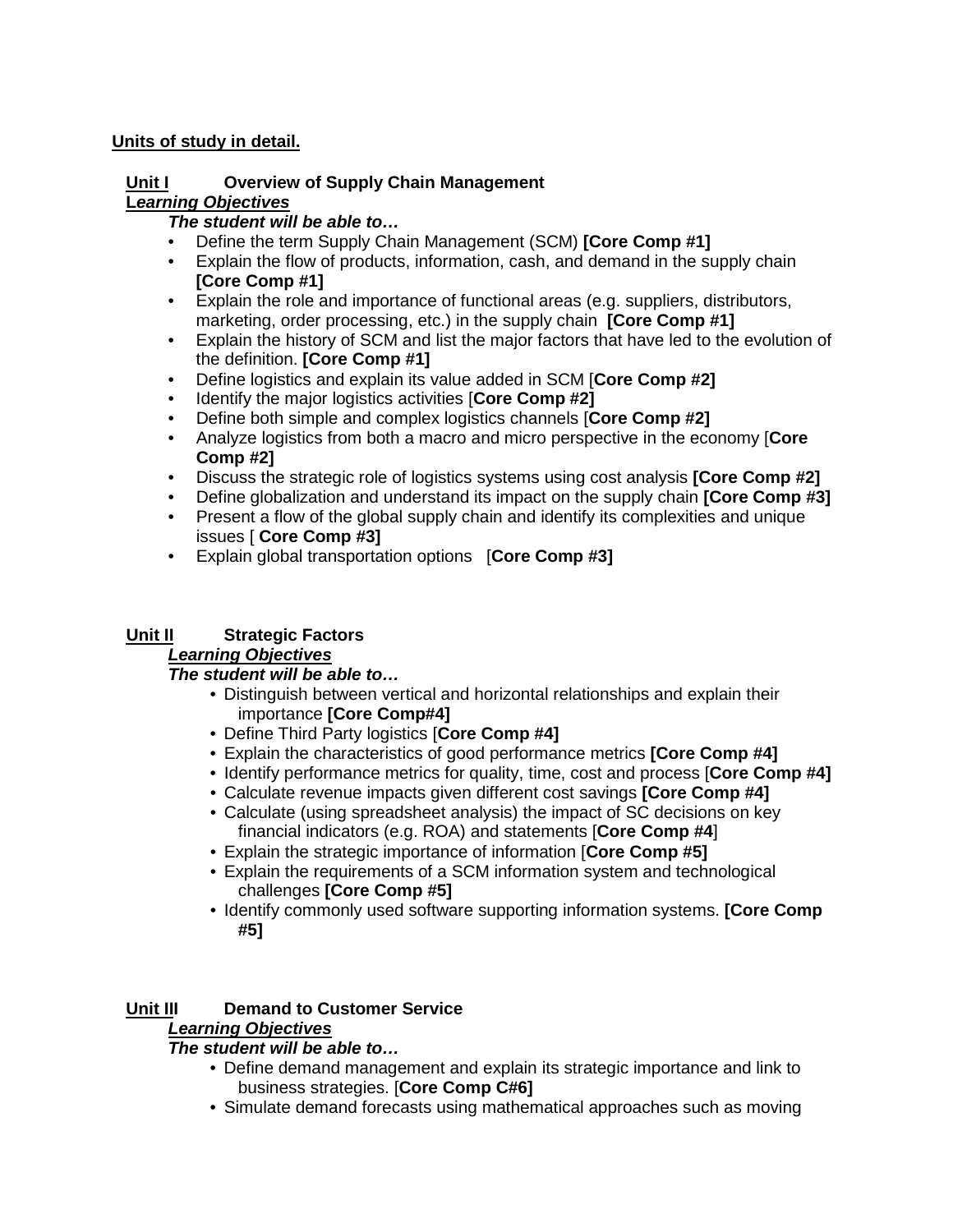**Units of study in detail.**

**Unit I Overview of Supply Chain Management**

***Learning Objectives***

***The student will be able to…***

- Define the term Supply Chain Management (SCM) **[Core Comp #1]**
- Explain the flow of products, information, cash, and demand in the supply chain **[Core Comp #1]**
- Explain the role and importance of functional areas (e.g. suppliers, distributors, marketing, order processing, etc.) in the supply chain **[Core Comp #1]**
- Explain the history of SCM and list the major factors that have led to the evolution of the definition. **[Core Comp #1]**
- Define logistics and explain its value added in SCM [**Core Comp #2]**
- Identify the major logistics activities [**Core Comp #2]**
- Define both simple and complex logistics channels [**Core Comp #2]**
- Analyze logistics from both a macro and micro perspective in the economy [**Core Comp #2]**
- Discuss the strategic role of logistics systems using cost analysis **[Core Comp #2]**
- Define globalization and understand its impact on the supply chain **[Core Comp #3]**
- Present a flow of the global supply chain and identify its complexities and unique issues [ **Core Comp #3]**
- Explain global transportation options [**Core Comp #3]**

**Unit II Strategic Factors**

***Learning Objectives***

***The student will be able to…***

- Distinguish between vertical and horizontal relationships and explain their importance **[Core Comp#4]**
- Define Third Party logistics [**Core Comp #4]**
- Explain the characteristics of good performance metrics **[Core Comp #4]**
- Identify performance metrics for quality, time, cost and process [**Core Comp #4]**
- Calculate revenue impacts given different cost savings **[Core Comp #4]**
- Calculate (using spreadsheet analysis) the impact of SC decisions on key financial indicators (e.g. ROA) and statements [**Core Comp #4**]
- Explain the strategic importance of information [**Core Comp #5]**
- Explain the requirements of a SCM information system and technological challenges **[Core Comp #5]**
- Identify commonly used software supporting information systems. **[Core Comp #5]**

**Unit III Demand to Customer Service**

***Learning Objectives***

***The student will be able to…***

- Define demand management and explain its strategic importance and link to business strategies. [**Core Comp C#6]**
- Simulate demand forecasts using mathematical approaches such as moving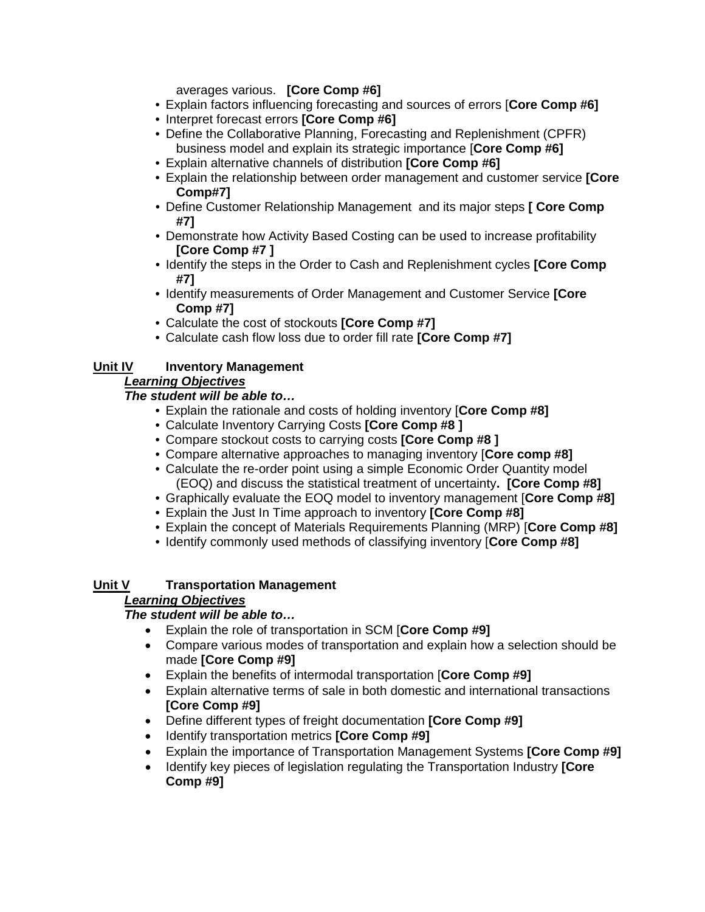averages various. **[Core Comp #6]**

- Explain factors influencing forecasting and sources of errors [**Core Comp #6]**
- Interpret forecast errors **[Core Comp #6]**
- Define the Collaborative Planning, Forecasting and Replenishment (CPFR) business model and explain its strategic importance [**Core Comp #6]**
- Explain alternative channels of distribution **[Core Comp #6]**
- Explain the relationship between order management and customer service **[Core Comp#7]**
- Define Customer Relationship Management and its major steps **[ Core Comp #7]**
- Demonstrate how Activity Based Costing can be used to increase profitability **[Core Comp #7 ]**
- Identify the steps in the Order to Cash and Replenishment cycles **[Core Comp #7]**
- Identify measurements of Order Management and Customer Service **[Core Comp #7]**
- Calculate the cost of stockouts **[Core Comp #7]**
- Calculate cash flow loss due to order fill rate **[Core Comp #7]**

**<u>Unit IV</u> Inventory Management**

***<u>Learning Objectives</u>***

***The student will be able to…***

- Explain the rationale and costs of holding inventory [**Core Comp #8]**
- Calculate Inventory Carrying Costs **[Core Comp #8 ]**
- Compare stockout costs to carrying costs **[Core Comp #8 ]**
- Compare alternative approaches to managing inventory [**Core comp #8]**
- Calculate the re-order point using a simple Economic Order Quantity model (EOQ) and discuss the statistical treatment of uncertainty**. [Core Comp #8]**
- Graphically evaluate the EOQ model to inventory management [**Core Comp #8]**
- Explain the Just In Time approach to inventory **[Core Comp #8]**
- Explain the concept of Materials Requirements Planning (MRP) [**Core Comp #8]**
- Identify commonly used methods of classifying inventory [**Core Comp #8]**

**<u>Unit V</u> Transportation Management**

***<u>Learning Objectives</u>***

***The student will be able to…***

- Explain the role of transportation in SCM [**Core Comp #9]**
- Compare various modes of transportation and explain how a selection should be made **[Core Comp #9]**
- Explain the benefits of intermodal transportation [**Core Comp #9]**
- Explain alternative terms of sale in both domestic and international transactions **[Core Comp #9]**
- Define different types of freight documentation **[Core Comp #9]**
- Identify transportation metrics **[Core Comp #9]**
- Explain the importance of Transportation Management Systems **[Core Comp #9]**
- Identify key pieces of legislation regulating the Transportation Industry **[Core Comp #9]**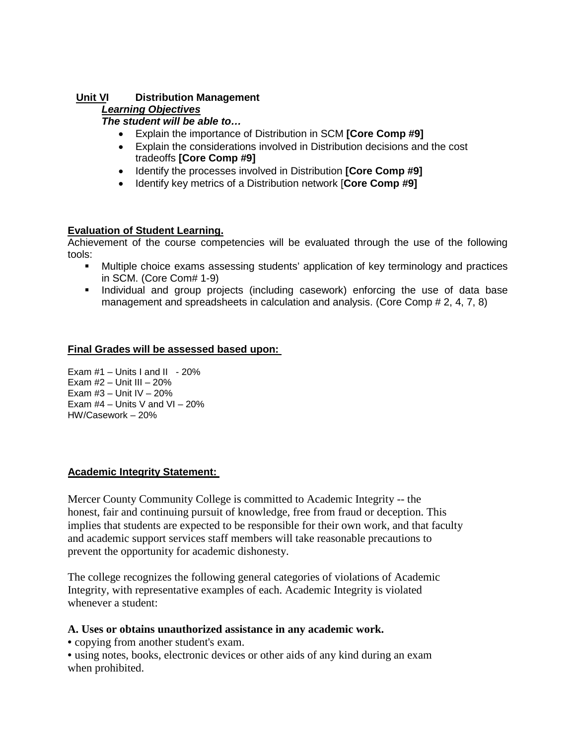**Unit VI Distribution Management**

***Learning Objectives***

***The student will be able to…***

- Explain the importance of Distribution in SCM **[Core Comp #9]**
- Explain the considerations involved in Distribution decisions and the cost tradeoffs **[Core Comp #9]**
- Identify the processes involved in Distribution **[Core Comp #9]**
- Identify key metrics of a Distribution network [**Core Comp #9]**

**Evaluation of Student Learning.**

Achievement of the course competencies will be evaluated through the use of the following tools:

- Multiple choice exams assessing students' application of key terminology and practices in SCM. (Core Com# 1-9)
- Individual and group projects (including casework) enforcing the use of data base management and spreadsheets in calculation and analysis. (Core Comp # 2, 4, 7, 8)

**Final Grades will be assessed based upon:**

Exam #1 – Units I and II - 20%
Exam #2 – Unit III – 20%
Exam #3 – Unit IV – 20%
Exam #4 – Units V and VI – 20%
HW/Casework – 20%

**Academic Integrity Statement:**

Mercer County Community College is committed to Academic Integrity -- the honest, fair and continuing pursuit of knowledge, free from fraud or deception. This implies that students are expected to be responsible for their own work, and that faculty and academic support services staff members will take reasonable precautions to prevent the opportunity for academic dishonesty.

The college recognizes the following general categories of violations of Academic Integrity, with representative examples of each. Academic Integrity is violated whenever a student:

**A. Uses or obtains unauthorized assistance in any academic work.**

- copying from another student's exam.
- using notes, books, electronic devices or other aids of any kind during an exam when prohibited.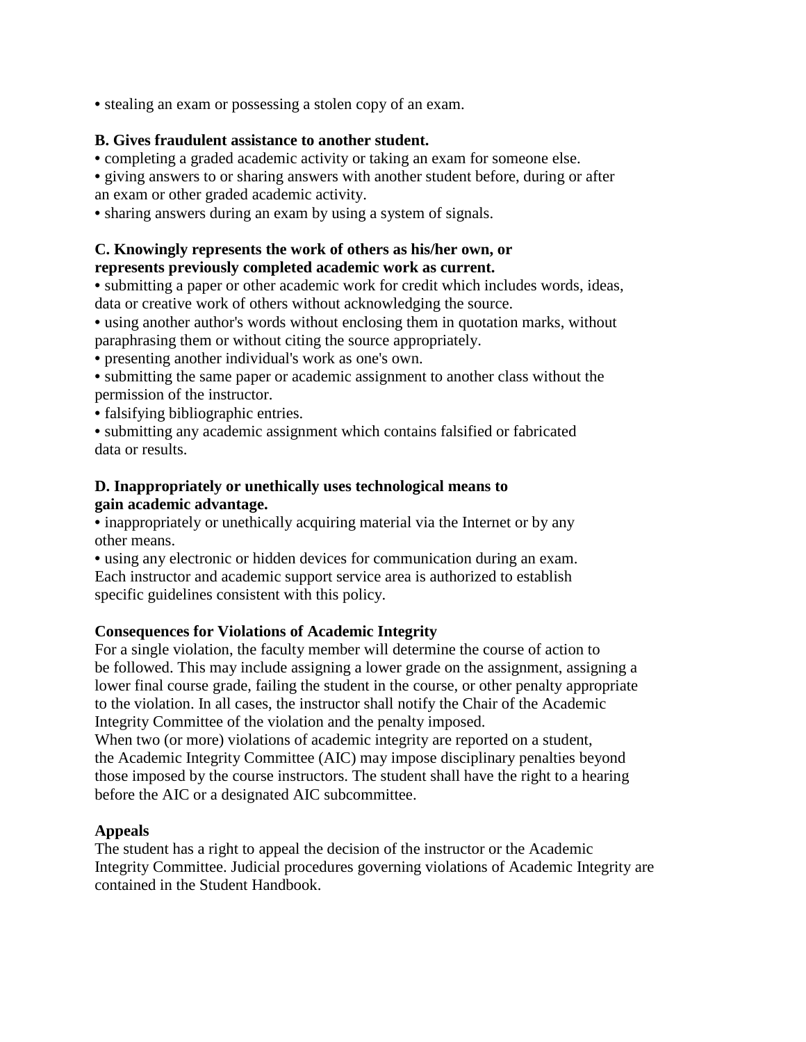• stealing an exam or possessing a stolen copy of an exam.

**B. Gives fraudulent assistance to another student.**

• completing a graded academic activity or taking an exam for someone else.
• giving answers to or sharing answers with another student before, during or after an exam or other graded academic activity.
• sharing answers during an exam by using a system of signals.

**C. Knowingly represents the work of others as his/her own, or represents previously completed academic work as current.**

• submitting a paper or other academic work for credit which includes words, ideas, data or creative work of others without acknowledging the source.
• using another author's words without enclosing them in quotation marks, without paraphrasing them or without citing the source appropriately.
• presenting another individual's work as one's own.
• submitting the same paper or academic assignment to another class without the permission of the instructor.
• falsifying bibliographic entries.
• submitting any academic assignment which contains falsified or fabricated data or results.

**D. Inappropriately or unethically uses technological means to gain academic advantage.**

• inappropriately or unethically acquiring material via the Internet or by any other means.
• using any electronic or hidden devices for communication during an exam.
Each instructor and academic support service area is authorized to establish specific guidelines consistent with this policy.

**Consequences for Violations of Academic Integrity**

For a single violation, the faculty member will determine the course of action to be followed. This may include assigning a lower grade on the assignment, assigning a lower final course grade, failing the student in the course, or other penalty appropriate to the violation. In all cases, the instructor shall notify the Chair of the Academic Integrity Committee of the violation and the penalty imposed.
When two (or more) violations of academic integrity are reported on a student, the Academic Integrity Committee (AIC) may impose disciplinary penalties beyond those imposed by the course instructors. The student shall have the right to a hearing before the AIC or a designated AIC subcommittee.

**Appeals**

The student has a right to appeal the decision of the instructor or the Academic Integrity Committee. Judicial procedures governing violations of Academic Integrity are contained in the Student Handbook.